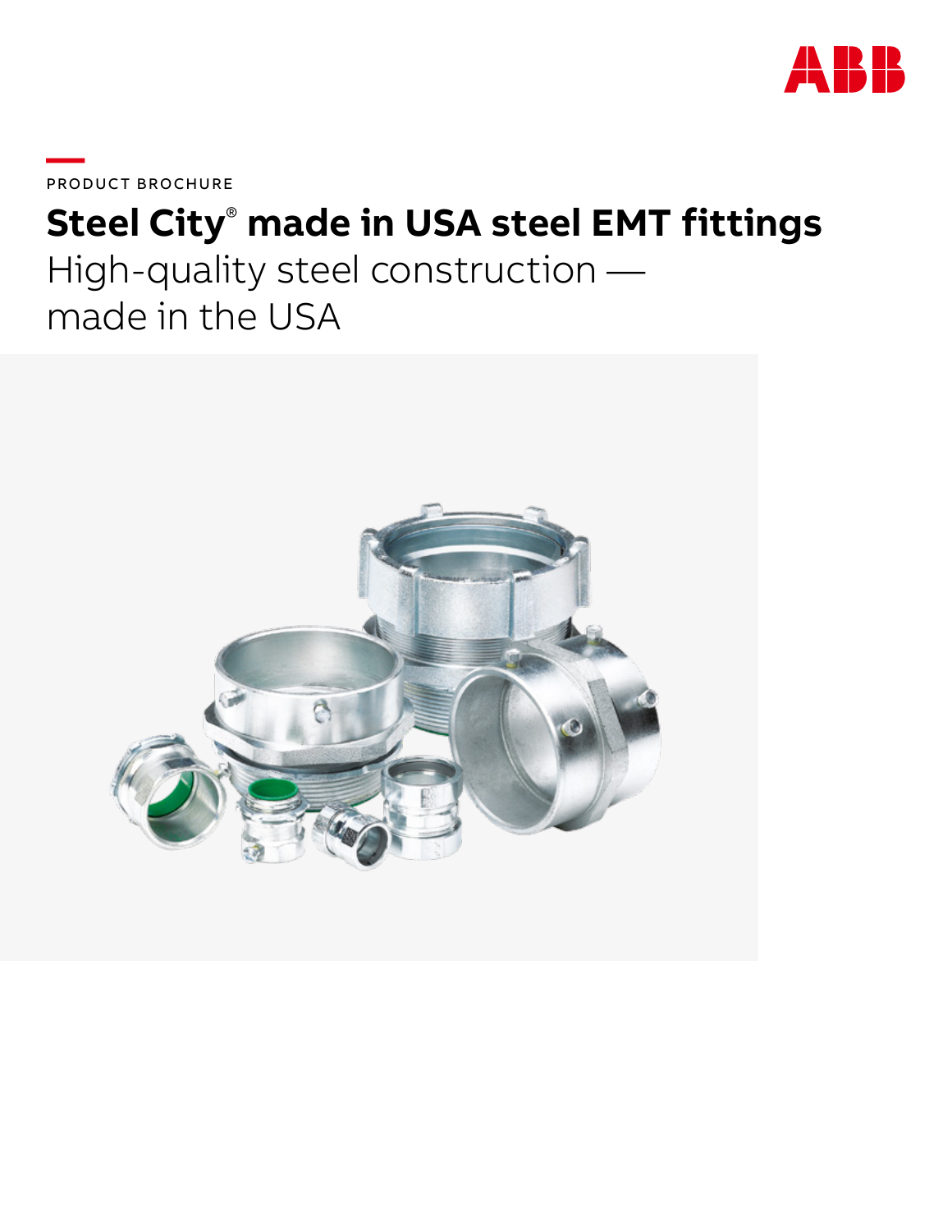PRODUCT BROCHURE

# Steel City® made in USA steel EMT fittings

## High-quality steel construction — made in the USA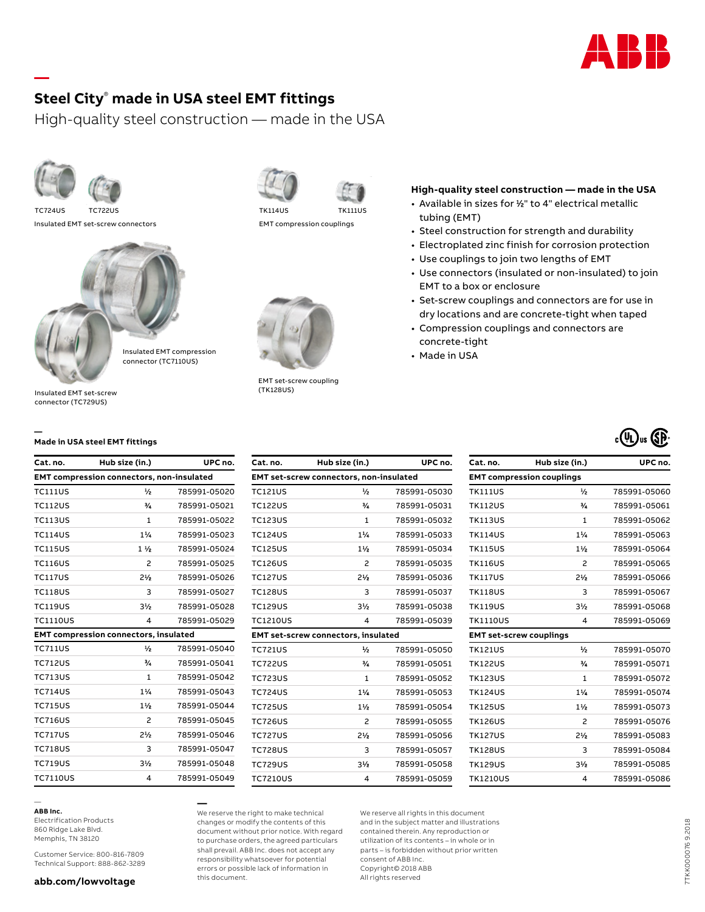# Steel City® made in USA steel EMT fittings

High-quality steel construction — made in the USA

TC724US TC722US

Insulated EMT set-screw connectors

TK114US TK111US

EMT compression couplings

Insulated EMT compression connector (TC7110US)

Insulated EMT set-screw connector (TC729US)

EMT set-screw coupling (TK128US)

**High-quality steel construction — made in the USA**

- Available in sizes for ½" to 4" electrical metallic tubing (EMT)
- Steel construction for strength and durability
- Electroplated zinc finish for corrosion protection
- Use couplings to join two lengths of EMT
- Use connectors (insulated or non-insulated) to join EMT to a box or enclosure
- Set-screw couplings and connectors are for use in dry locations and are concrete-tight when taped
- Compression couplings and connectors are concrete-tight
- Made in USA

### Made in USA steel EMT fittings

| Cat. no. | Hub size (in.) | UPC no. |
|---|---|---|
| **EMT compression connectors, non-insulated** | | |
| TC111US | ½ | 785991-05020 |
| TC112US | ¾ | 785991-05021 |
| TC113US | 1 | 785991-05022 |
| TC114US | 1¼ | 785991-05023 |
| TC115US | 1 ½ | 785991-05024 |
| TC116US | 2 | 785991-05025 |
| TC117US | 2½ | 785991-05026 |
| TC118US | 3 | 785991-05027 |
| TC119US | 3½ | 785991-05028 |
| TC1110US | 4 | 785991-05029 |
| **EMT compression connectors, insulated** | | |
| TC711US | ½ | 785991-05040 |
| TC712US | ¾ | 785991-05041 |
| TC713US | 1 | 785991-05042 |
| TC714US | 1¼ | 785991-05043 |
| TC715US | 1½ | 785991-05044 |
| TC716US | 2 | 785991-05045 |
| TC717US | 2½ | 785991-05046 |
| TC718US | 3 | 785991-05047 |
| TC719US | 3½ | 785991-05048 |
| TC7110US | 4 | 785991-05049 |

| Cat. no. | Hub size (in.) | UPC no. |
|---|---|---|
| **EMT set-screw connectors, non-insulated** | | |
| TC121US | ½ | 785991-05030 |
| TC122US | ¾ | 785991-05031 |
| TC123US | 1 | 785991-05032 |
| TC124US | 1¼ | 785991-05033 |
| TC125US | 1½ | 785991-05034 |
| TC126US | 2 | 785991-05035 |
| TC127US | 2½ | 785991-05036 |
| TC128US | 3 | 785991-05037 |
| TC129US | 3½ | 785991-05038 |
| TC1210US | 4 | 785991-05039 |
| **EMT set-screw connectors, insulated** | | |
| TC721US | ½ | 785991-05050 |
| TC722US | ¾ | 785991-05051 |
| TC723US | 1 | 785991-05052 |
| TC724US | 1¼ | 785991-05053 |
| TC725US | 1½ | 785991-05054 |
| TC726US | 2 | 785991-05055 |
| TC727US | 2½ | 785991-05056 |
| TC728US | 3 | 785991-05057 |
| TC729US | 3½ | 785991-05058 |
| TC7210US | 4 | 785991-05059 |

| Cat. no. | Hub size (in.) | UPC no. |
|---|---|---|
| **EMT compression couplings** | | |
| TK111US | ½ | 785991-05060 |
| TK112US | ¾ | 785991-05061 |
| TK113US | 1 | 785991-05062 |
| TK114US | 1¼ | 785991-05063 |
| TK115US | 1½ | 785991-05064 |
| TK116US | 2 | 785991-05065 |
| TK117US | 2½ | 785991-05066 |
| TK118US | 3 | 785991-05067 |
| TK119US | 3½ | 785991-05068 |
| TK1110US | 4 | 785991-05069 |
| **EMT set-screw couplings** | | |
| TK121US | ½ | 785991-05070 |
| TK122US | ¾ | 785991-05071 |
| TK123US | 1 | 785991-05072 |
| TK124US | 1¼ | 785991-05074 |
| TK125US | 1½ | 785991-05073 |
| TK126US | 2 | 785991-05076 |
| TK127US | 2½ | 785991-05083 |
| TK128US | 3 | 785991-05084 |
| TK129US | 3½ | 785991-05085 |
| TK1210US | 4 | 785991-05086 |

**ABB Inc.**
Electrification Products
860 Ridge Lake Blvd.
Memphis, TN 38120

Customer Service: 800-816-7809
Technical Support: 888-862-3289

**abb.com/lowvoltage**

We reserve the right to make technical changes or modify the contents of this document without prior notice. With regard to purchase orders, the agreed particulars shall prevail. ABB Inc. does not accept any responsibility whatsoever for potential errors or possible lack of information in this document.

We reserve all rights in this document and in the subject matter and illustrations contained therein. Any reproduction or utilization of its contents – in whole or in parts – is forbidden without prior written consent of ABB Inc.
Copyright© 2018 ABB
All rights reserved

7TKK000076 9.2018